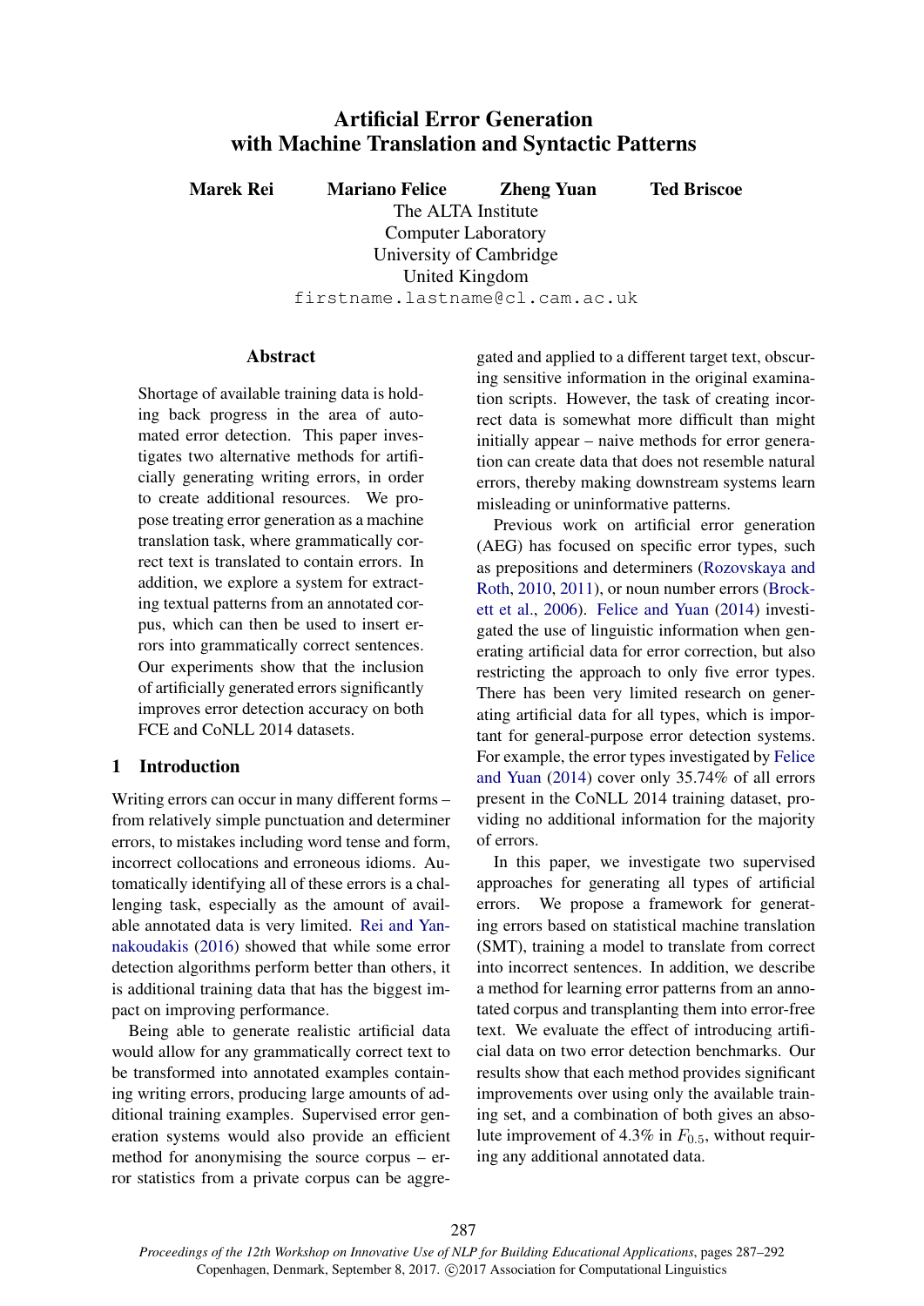# Artificial Error Generation with Machine Translation and Syntactic Patterns

**Marek Rei** **Mariano Felice** **Zheng Yuan** **Ted Briscoe**

The ALTA Institute
Computer Laboratory
University of Cambridge
United Kingdom

`firstname.lastname@cl.cam.ac.uk`

## Abstract

Shortage of available training data is holding back progress in the area of automated error detection. This paper investigates two alternative methods for artificially generating writing errors, in order to create additional resources. We propose treating error generation as a machine translation task, where grammatically correct text is translated to contain errors. In addition, we explore a system for extracting textual patterns from an annotated corpus, which can then be used to insert errors into grammatically correct sentences. Our experiments show that the inclusion of artificially generated errors significantly improves error detection accuracy on both FCE and CoNLL 2014 datasets.

## 1 Introduction

Writing errors can occur in many different forms – from relatively simple punctuation and determiner errors, to mistakes including word tense and form, incorrect collocations and erroneous idioms. Automatically identifying all of these errors is a challenging task, especially as the amount of available annotated data is very limited. Rei and Yannakoudakis (2016) showed that while some error detection algorithms perform better than others, it is additional training data that has the biggest impact on improving performance.

Being able to generate realistic artificial data would allow for any grammatically correct text to be transformed into annotated examples containing writing errors, producing large amounts of additional training examples. Supervised error generation systems would also provide an efficient method for anonymising the source corpus – error statistics from a private corpus can be aggregated and applied to a different target text, obscuring sensitive information in the original examination scripts. However, the task of creating incorrect data is somewhat more difficult than might initially appear – naive methods for error generation can create data that does not resemble natural errors, thereby making downstream systems learn misleading or uninformative patterns.

Previous work on artificial error generation (AEG) has focused on specific error types, such as prepositions and determiners (Rozovskaya and Roth, 2010, 2011), or noun number errors (Brockett et al., 2006). Felice and Yuan (2014) investigated the use of linguistic information when generating artificial data for error correction, but also restricting the approach to only five error types. There has been very limited research on generating artificial data for all types, which is important for general-purpose error detection systems. For example, the error types investigated by Felice and Yuan (2014) cover only 35.74% of all errors present in the CoNLL 2014 training dataset, providing no additional information for the majority of errors.

In this paper, we investigate two supervised approaches for generating all types of artificial errors. We propose a framework for generating errors based on statistical machine translation (SMT), training a model to translate from correct into incorrect sentences. In addition, we describe a method for learning error patterns from an annotated corpus and transplanting them into error-free text. We evaluate the effect of introducing artificial data on two error detection benchmarks. Our results show that each method provides significant improvements over using only the available training set, and a combination of both gives an absolute improvement of 4.3% in $F_{0.5}$, without requiring any additional annotated data.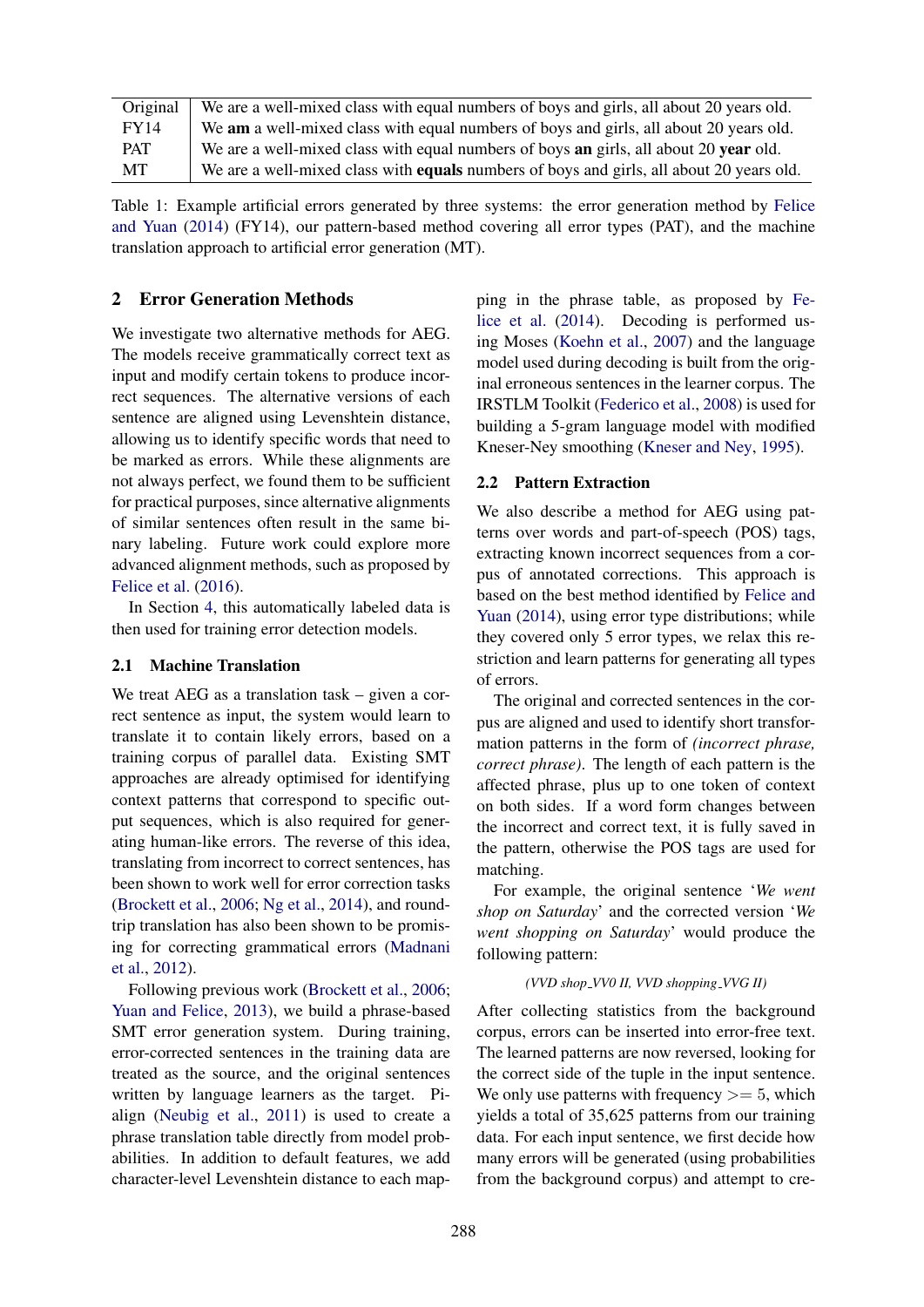| Original | We are a well-mixed class with equal numbers of boys and girls, all about 20 years old. |
|---|---|
| FY14 | We **am** a well-mixed class with equal numbers of boys and girls, all about 20 years old. |
| PAT | We are a well-mixed class with equal numbers of boys **an** girls, all about 20 **year** old. |
| MT | We are a well-mixed class with **equals** numbers of boys and girls, all about 20 years old. |

Table 1: Example artificial errors generated by three systems: the error generation method by Felice and Yuan (2014) (FY14), our pattern-based method covering all error types (PAT), and the machine translation approach to artificial error generation (MT).

## 2 Error Generation Methods

We investigate two alternative methods for AEG. The models receive grammatically correct text as input and modify certain tokens to produce incorrect sequences. The alternative versions of each sentence are aligned using Levenshtein distance, allowing us to identify specific words that need to be marked as errors. While these alignments are not always perfect, we found them to be sufficient for practical purposes, since alternative alignments of similar sentences often result in the same binary labeling. Future work could explore more advanced alignment methods, such as proposed by Felice et al. (2016).

In Section 4, this automatically labeled data is then used for training error detection models.

### 2.1 Machine Translation

We treat AEG as a translation task – given a correct sentence as input, the system would learn to translate it to contain likely errors, based on a training corpus of parallel data. Existing SMT approaches are already optimised for identifying context patterns that correspond to specific output sequences, which is also required for generating human-like errors. The reverse of this idea, translating from incorrect to correct sentences, has been shown to work well for error correction tasks (Brockett et al., 2006; Ng et al., 2014), and round-trip translation has also been shown to be promising for correcting grammatical errors (Madnani et al., 2012).

Following previous work (Brockett et al., 2006; Yuan and Felice, 2013), we build a phrase-based SMT error generation system. During training, error-corrected sentences in the training data are treated as the source, and the original sentences written by language learners as the target. Pialign (Neubig et al., 2011) is used to create a phrase translation table directly from model probabilities. In addition to default features, we add character-level Levenshtein distance to each mapping in the phrase table, as proposed by Felice et al. (2014). Decoding is performed using Moses (Koehn et al., 2007) and the language model used during decoding is built from the original erroneous sentences in the learner corpus. The IRSTLM Toolkit (Federico et al., 2008) is used for building a 5-gram language model with modified Kneser-Ney smoothing (Kneser and Ney, 1995).

### 2.2 Pattern Extraction

We also describe a method for AEG using patterns over words and part-of-speech (POS) tags, extracting known incorrect sequences from a corpus of annotated corrections. This approach is based on the best method identified by Felice and Yuan (2014), using error type distributions; while they covered only 5 error types, we relax this restriction and learn patterns for generating all types of errors.

The original and corrected sentences in the corpus are aligned and used to identify short transformation patterns in the form of *(incorrect phrase, correct phrase)*. The length of each pattern is the affected phrase, plus up to one token of context on both sides. If a word form changes between the incorrect and correct text, it is fully saved in the pattern, otherwise the POS tags are used for matching.

For example, the original sentence '*We went shop on Saturday*' and the corrected version '*We went shopping on Saturday*' would produce the following pattern:

*(VVD shop_VV0 II, VVD shopping_VVG II)*

After collecting statistics from the background corpus, errors can be inserted into error-free text. The learned patterns are now reversed, looking for the correct side of the tuple in the input sentence. We only use patterns with frequency $>= 5$, which yields a total of 35,625 patterns from our training data. For each input sentence, we first decide how many errors will be generated (using probabilities from the background corpus) and attempt to cre-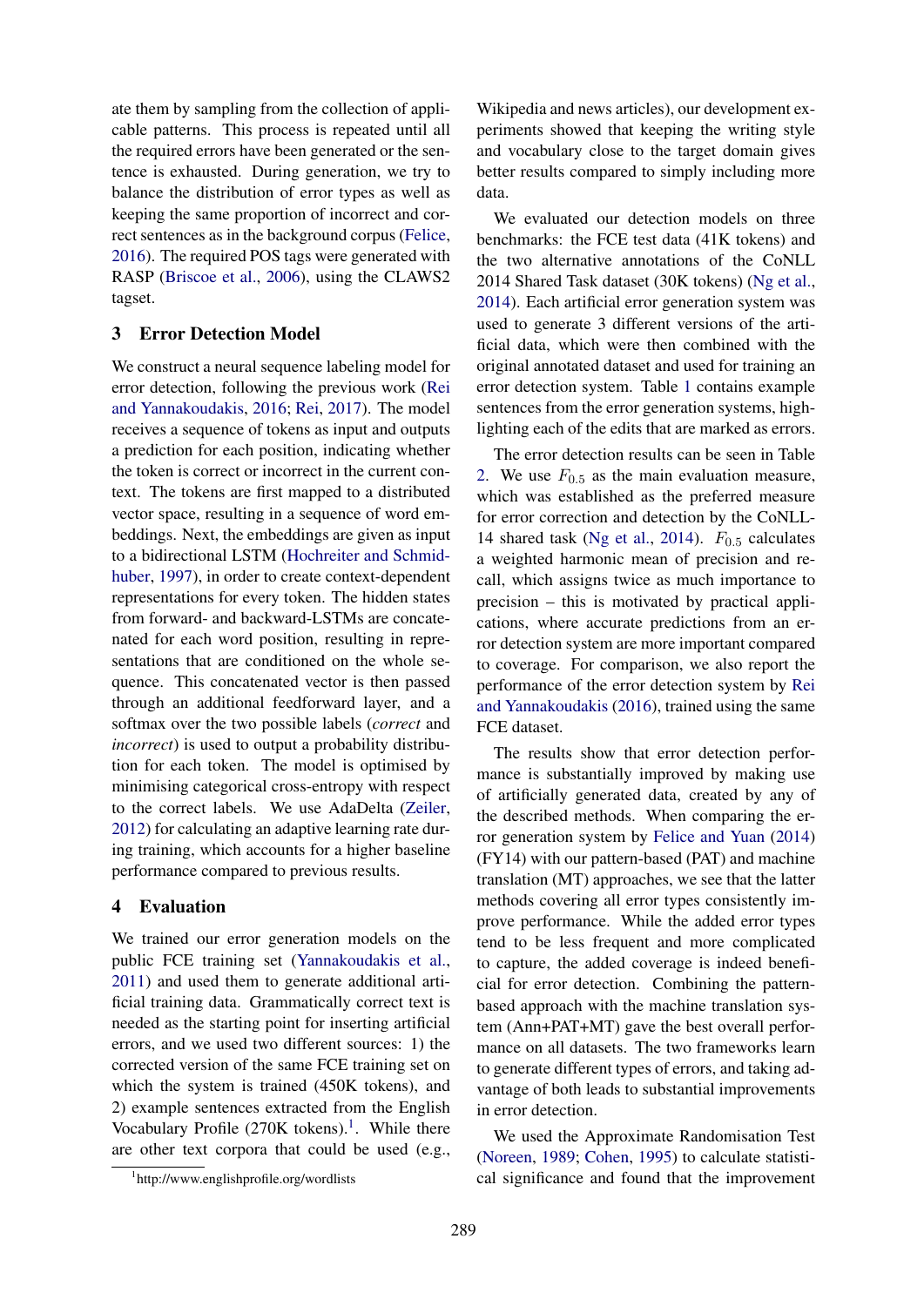ate them by sampling from the collection of applicable patterns. This process is repeated until all the required errors have been generated or the sentence is exhausted. During generation, we try to balance the distribution of error types as well as keeping the same proportion of incorrect and correct sentences as in the background corpus (Felice, 2016). The required POS tags were generated with RASP (Briscoe et al., 2006), using the CLAWS2 tagset.

## 3 Error Detection Model

We construct a neural sequence labeling model for error detection, following the previous work (Rei and Yannakoudakis, 2016; Rei, 2017). The model receives a sequence of tokens as input and outputs a prediction for each position, indicating whether the token is correct or incorrect in the current context. The tokens are first mapped to a distributed vector space, resulting in a sequence of word embeddings. Next, the embeddings are given as input to a bidirectional LSTM (Hochreiter and Schmidhuber, 1997), in order to create context-dependent representations for every token. The hidden states from forward- and backward-LSTMs are concatenated for each word position, resulting in representations that are conditioned on the whole sequence. This concatenated vector is then passed through an additional feedforward layer, and a softmax over the two possible labels (*correct* and *incorrect*) is used to output a probability distribution for each token. The model is optimised by minimising categorical cross-entropy with respect to the correct labels. We use AdaDelta (Zeiler, 2012) for calculating an adaptive learning rate during training, which accounts for a higher baseline performance compared to previous results.

## 4 Evaluation

We trained our error generation models on the public FCE training set (Yannakoudakis et al., 2011) and used them to generate additional artificial training data. Grammatically correct text is needed as the starting point for inserting artificial errors, and we used two different sources: 1) the corrected version of the same FCE training set on which the system is trained (450K tokens), and 2) example sentences extracted from the English Vocabulary Profile (270K tokens).[1]. While there are other text corpora that could be used (e.g., Wikipedia and news articles), our development experiments showed that keeping the writing style and vocabulary close to the target domain gives better results compared to simply including more data.

We evaluated our detection models on three benchmarks: the FCE test data (41K tokens) and the two alternative annotations of the CoNLL 2014 Shared Task dataset (30K tokens) (Ng et al., 2014). Each artificial error generation system was used to generate 3 different versions of the artificial data, which were then combined with the original annotated dataset and used for training an error detection system. Table 1 contains example sentences from the error generation systems, highlighting each of the edits that are marked as errors.

The error detection results can be seen in Table 2. We use $F_{0.5}$ as the main evaluation measure, which was established as the preferred measure for error correction and detection by the CoNLL-14 shared task (Ng et al., 2014). $F_{0.5}$ calculates a weighted harmonic mean of precision and recall, which assigns twice as much importance to precision – this is motivated by practical applications, where accurate predictions from an error detection system are more important compared to coverage. For comparison, we also report the performance of the error detection system by Rei and Yannakoudakis (2016), trained using the same FCE dataset.

The results show that error detection performance is substantially improved by making use of artificially generated data, created by any of the described methods. When comparing the error generation system by Felice and Yuan (2014) (FY14) with our pattern-based (PAT) and machine translation (MT) approaches, we see that the latter methods covering all error types consistently improve performance. While the added error types tend to be less frequent and more complicated to capture, the added coverage is indeed beneficial for error detection. Combining the pattern-based approach with the machine translation system (Ann+PAT+MT) gave the best overall performance on all datasets. The two frameworks learn to generate different types of errors, and taking advantage of both leads to substantial improvements in error detection.

We used the Approximate Randomisation Test (Noreen, 1989; Cohen, 1995) to calculate statistical significance and found that the improvement

[1] http://www.englishprofile.org/wordlists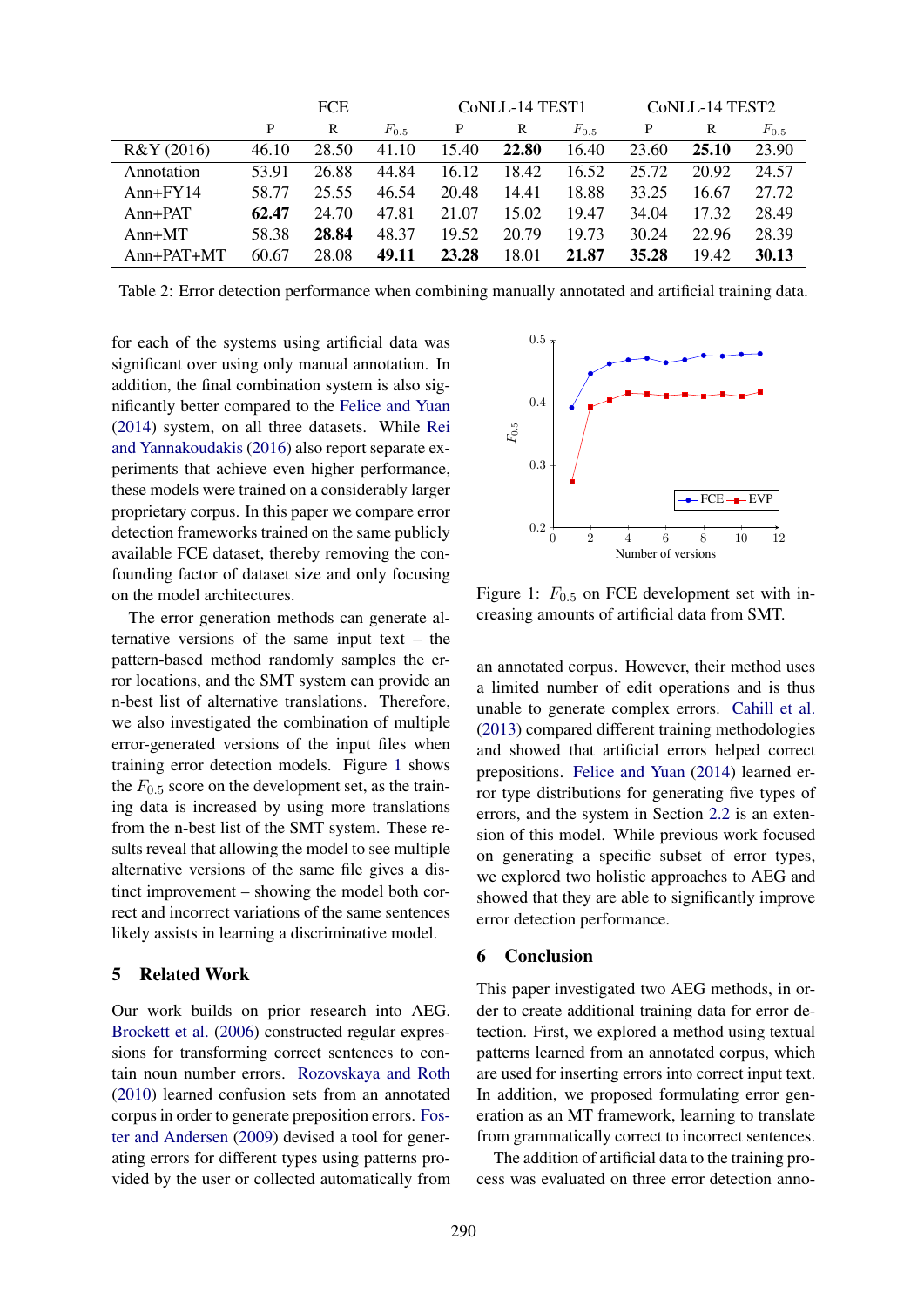| | FCE | | | CoNLL-14 TEST1 | | | CoNLL-14 TEST2 | | |
|---|---|---|---|---|---|---|---|---|---|
| | P | R | $F_{0.5}$ | P | R | $F_{0.5}$ | P | R | $F_{0.5}$ |
| R&Y (2016) | 46.10 | 28.50 | 41.10 | 15.40 | **22.80** | 16.40 | 23.60 | **25.10** | 23.90 |
| Annotation | 53.91 | 26.88 | 44.84 | 16.12 | 18.42 | 16.52 | 25.72 | 20.92 | 24.57 |
| Ann+FY14 | 58.77 | 25.55 | 46.54 | 20.48 | 14.41 | 18.88 | 33.25 | 16.67 | 27.72 |
| Ann+PAT | **62.47** | 24.70 | 47.81 | 21.07 | 15.02 | 19.47 | 34.04 | 17.32 | 28.49 |
| Ann+MT | 58.38 | **28.84** | 48.37 | 19.52 | 20.79 | 19.73 | 30.24 | 22.96 | 28.39 |
| Ann+PAT+MT | 60.67 | 28.08 | **49.11** | **23.28** | 18.01 | **21.87** | **35.28** | 19.42 | **30.13** |

Table 2: Error detection performance when combining manually annotated and artificial training data.

for each of the systems using artificial data was significant over using only manual annotation. In addition, the final combination system is also significantly better compared to the Felice and Yuan (2014) system, on all three datasets. While Rei and Yannakoudakis (2016) also report separate experiments that achieve even higher performance, these models were trained on a considerably larger proprietary corpus. In this paper we compare error detection frameworks trained on the same publicly available FCE dataset, thereby removing the confounding factor of dataset size and only focusing on the model architectures.

The error generation methods can generate alternative versions of the same input text – the pattern-based method randomly samples the error locations, and the SMT system can provide an n-best list of alternative translations. Therefore, we also investigated the combination of multiple error-generated versions of the input files when training error detection models. Figure 1 shows the $F_{0.5}$ score on the development set, as the training data is increased by using more translations from the n-best list of the SMT system. These results reveal that allowing the model to see multiple alternative versions of the same file gives a distinct improvement – showing the model both correct and incorrect variations of the same sentences likely assists in learning a discriminative model.

Figure 1: $F_{0.5}$ on FCE development set with increasing amounts of artificial data from SMT.

## 5 Related Work

Our work builds on prior research into AEG. Brockett et al. (2006) constructed regular expressions for transforming correct sentences to contain noun number errors. Rozovskaya and Roth (2010) learned confusion sets from an annotated corpus in order to generate preposition errors. Foster and Andersen (2009) devised a tool for generating errors for different types using patterns provided by the user or collected automatically from an annotated corpus. However, their method uses a limited number of edit operations and is thus unable to generate complex errors. Cahill et al. (2013) compared different training methodologies and showed that artificial errors helped correct prepositions. Felice and Yuan (2014) learned error type distributions for generating five types of errors, and the system in Section 2.2 is an extension of this model. While previous work focused on generating a specific subset of error types, we explored two holistic approaches to AEG and showed that they are able to significantly improve error detection performance.

## 6 Conclusion

This paper investigated two AEG methods, in order to create additional training data for error detection. First, we explored a method using textual patterns learned from an annotated corpus, which are used for inserting errors into correct input text. In addition, we proposed formulating error generation as an MT framework, learning to translate from grammatically correct to incorrect sentences.

The addition of artificial data to the training process was evaluated on three error detection anno-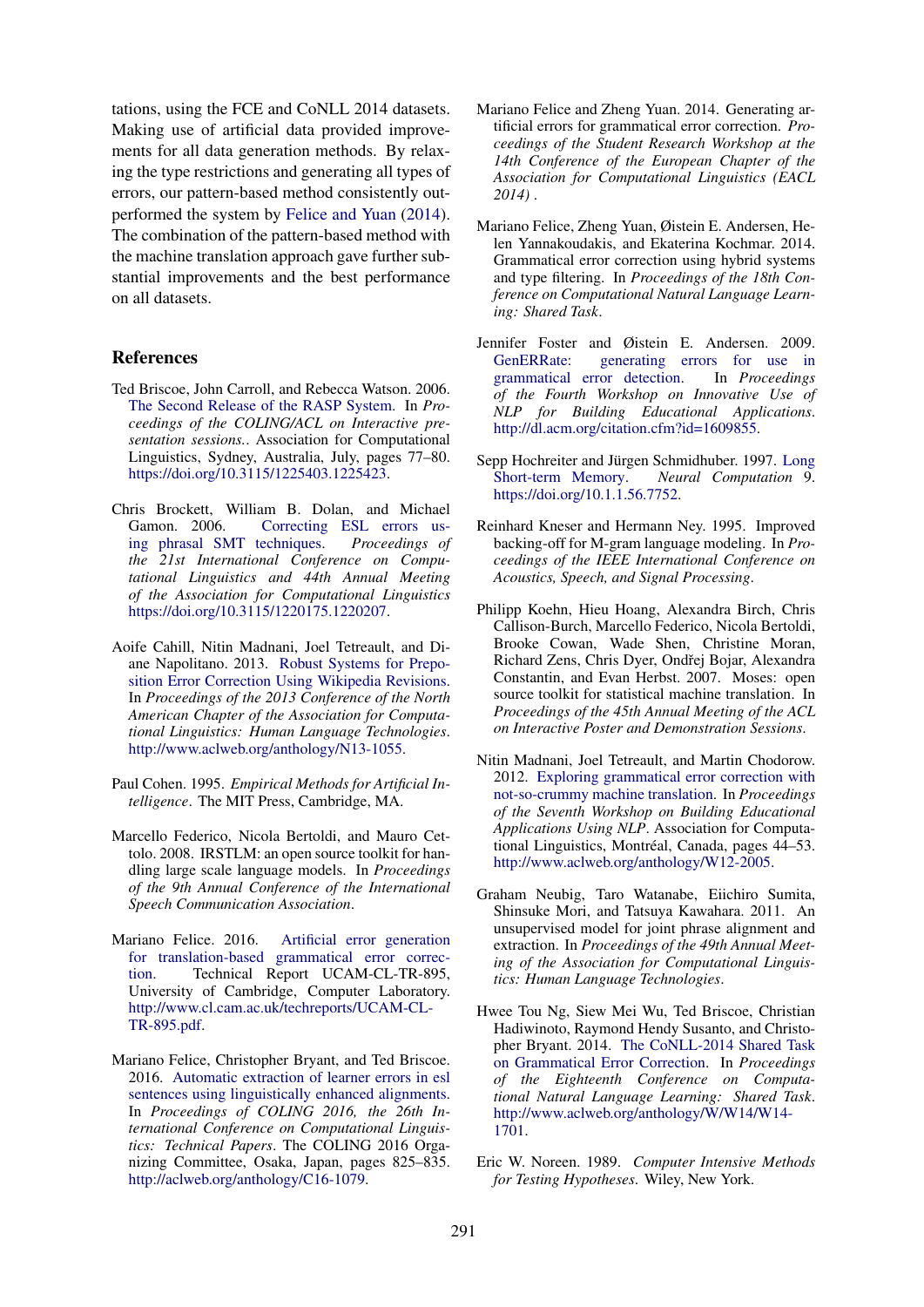tations, using the FCE and CoNLL 2014 datasets. Making use of artificial data provided improvements for all data generation methods. By relaxing the type restrictions and generating all types of errors, our pattern-based method consistently outperformed the system by Felice and Yuan (2014). The combination of the pattern-based method with the machine translation approach gave further substantial improvements and the best performance on all datasets.

## References

Ted Briscoe, John Carroll, and Rebecca Watson. 2006. The Second Release of the RASP System. In *Proceedings of the COLING/ACL on Interactive presentation sessions.*. Association for Computational Linguistics, Sydney, Australia, July, pages 77–80. https://doi.org/10.3115/1225403.1225423.

Chris Brockett, William B. Dolan, and Michael Gamon. 2006. Correcting ESL errors using phrasal SMT techniques. *Proceedings of the 21st International Conference on Computational Linguistics and 44th Annual Meeting of the Association for Computational Linguistics* https://doi.org/10.3115/1220175.1220207.

Aoife Cahill, Nitin Madnani, Joel Tetreault, and Diane Napolitano. 2013. Robust Systems for Preposition Error Correction Using Wikipedia Revisions. In *Proceedings of the 2013 Conference of the North American Chapter of the Association for Computational Linguistics: Human Language Technologies*. http://www.aclweb.org/anthology/N13-1055.

Paul Cohen. 1995. *Empirical Methods for Artificial Intelligence*. The MIT Press, Cambridge, MA.

Marcello Federico, Nicola Bertoldi, and Mauro Cettolo. 2008. IRSTLM: an open source toolkit for handling large scale language models. In *Proceedings of the 9th Annual Conference of the International Speech Communication Association*.

Mariano Felice. 2016. Artificial error generation for translation-based grammatical error correction. Technical Report UCAM-CL-TR-895, University of Cambridge, Computer Laboratory. http://www.cl.cam.ac.uk/techreports/UCAM-CL-TR-895.pdf.

Mariano Felice, Christopher Bryant, and Ted Briscoe. 2016. Automatic extraction of learner errors in esl sentences using linguistically enhanced alignments. In *Proceedings of COLING 2016, the 26th International Conference on Computational Linguistics: Technical Papers*. The COLING 2016 Organizing Committee, Osaka, Japan, pages 825–835. http://aclweb.org/anthology/C16-1079.

Mariano Felice and Zheng Yuan. 2014. Generating artificial errors for grammatical error correction. *Proceedings of the Student Research Workshop at the 14th Conference of the European Chapter of the Association for Computational Linguistics (EACL 2014)* .

Mariano Felice, Zheng Yuan, Øistein E. Andersen, Helen Yannakoudakis, and Ekaterina Kochmar. 2014. Grammatical error correction using hybrid systems and type filtering. In *Proceedings of the 18th Conference on Computational Natural Language Learning: Shared Task*.

Jennifer Foster and Øistein E. Andersen. 2009. GenERRate: generating errors for use in grammatical error detection. In *Proceedings of the Fourth Workshop on Innovative Use of NLP for Building Educational Applications*. http://dl.acm.org/citation.cfm?id=1609855.

Sepp Hochreiter and Jürgen Schmidhuber. 1997. Long Short-term Memory. *Neural Computation* 9. https://doi.org/10.1.1.56.7752.

Reinhard Kneser and Hermann Ney. 1995. Improved backing-off for M-gram language modeling. In *Proceedings of the IEEE International Conference on Acoustics, Speech, and Signal Processing*.

Philipp Koehn, Hieu Hoang, Alexandra Birch, Chris Callison-Burch, Marcello Federico, Nicola Bertoldi, Brooke Cowan, Wade Shen, Christine Moran, Richard Zens, Chris Dyer, Ondřej Bojar, Alexandra Constantin, and Evan Herbst. 2007. Moses: open source toolkit for statistical machine translation. In *Proceedings of the 45th Annual Meeting of the ACL on Interactive Poster and Demonstration Sessions*.

Nitin Madnani, Joel Tetreault, and Martin Chodorow. 2012. Exploring grammatical error correction with not-so-crummy machine translation. In *Proceedings of the Seventh Workshop on Building Educational Applications Using NLP*. Association for Computational Linguistics, Montréal, Canada, pages 44–53. http://www.aclweb.org/anthology/W12-2005.

Graham Neubig, Taro Watanabe, Eiichiro Sumita, Shinsuke Mori, and Tatsuya Kawahara. 2011. An unsupervised model for joint phrase alignment and extraction. In *Proceedings of the 49th Annual Meeting of the Association for Computational Linguistics: Human Language Technologies*.

Hwee Tou Ng, Siew Mei Wu, Ted Briscoe, Christian Hadiwinoto, Raymond Hendy Susanto, and Christopher Bryant. 2014. The CoNLL-2014 Shared Task on Grammatical Error Correction. In *Proceedings of the Eighteenth Conference on Computational Natural Language Learning: Shared Task*. http://www.aclweb.org/anthology/W/W14/W14-1701.

Eric W. Noreen. 1989. *Computer Intensive Methods for Testing Hypotheses*. Wiley, New York.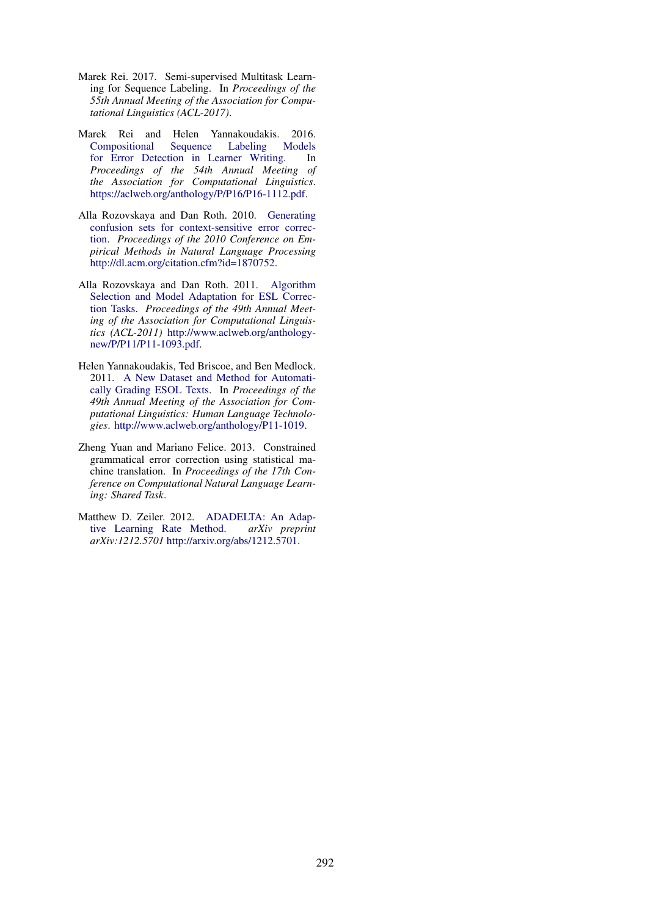Marek Rei. 2017. Semi-supervised Multitask Learning for Sequence Labeling. In *Proceedings of the 55th Annual Meeting of the Association for Computational Linguistics (ACL-2017)*.

Marek Rei and Helen Yannakoudakis. 2016. Compositional Sequence Labeling Models for Error Detection in Learner Writing. In *Proceedings of the 54th Annual Meeting of the Association for Computational Linguistics*. https://aclweb.org/anthology/P/P16/P16-1112.pdf.

Alla Rozovskaya and Dan Roth. 2010. Generating confusion sets for context-sensitive error correction. *Proceedings of the 2010 Conference on Empirical Methods in Natural Language Processing* http://dl.acm.org/citation.cfm?id=1870752.

Alla Rozovskaya and Dan Roth. 2011. Algorithm Selection and Model Adaptation for ESL Correction Tasks. *Proceedings of the 49th Annual Meeting of the Association for Computational Linguistics (ACL-2011)* http://www.aclweb.org/anthology-new/P/P11/P11-1093.pdf.

Helen Yannakoudakis, Ted Briscoe, and Ben Medlock. 2011. A New Dataset and Method for Automatically Grading ESOL Texts. In *Proceedings of the 49th Annual Meeting of the Association for Computational Linguistics: Human Language Technologies*. http://www.aclweb.org/anthology/P11-1019.

Zheng Yuan and Mariano Felice. 2013. Constrained grammatical error correction using statistical machine translation. In *Proceedings of the 17th Conference on Computational Natural Language Learning: Shared Task*.

Matthew D. Zeiler. 2012. ADADELTA: An Adaptive Learning Rate Method. *arXiv preprint arXiv:1212.5701* http://arxiv.org/abs/1212.5701.